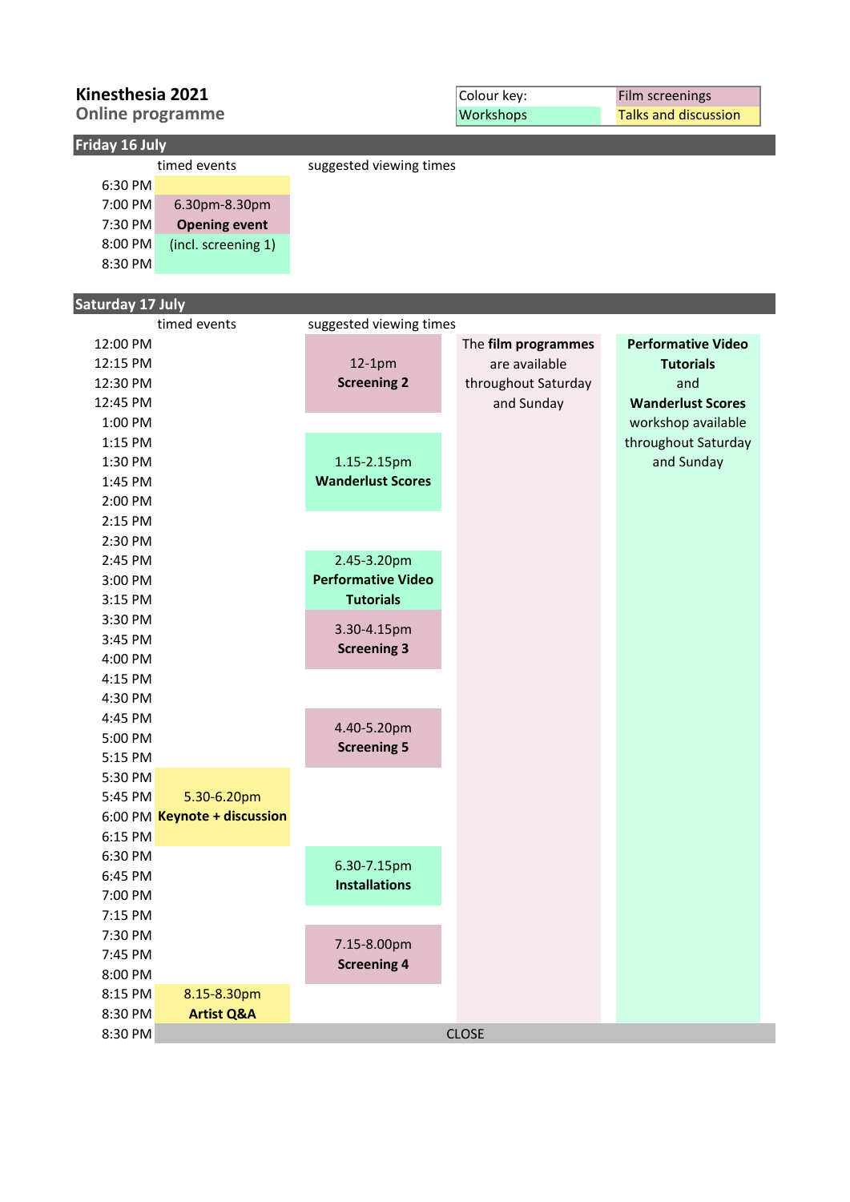# Kinesthesia 2021

## Online programme

| Colour key: | |
|---|---|
| Workshops | Film screenings |
| | Talks and discussion |

## Friday 16 July

| | timed events | suggested viewing times |
|---|---|---|
| 6:30 PM | | |
| 7:00 PM | 6.30pm-8.30pm | |
| 7:30 PM | **Opening event** | |
| 8:00 PM | (incl. screening 1) | |
| 8:30 PM | | |

## Saturday 17 July

| | timed events | suggested viewing times | | |
|---|---|---|---|---|
| 12:00 PM | | | The **film programmes** are available throughout Saturday and Sunday | **Performative Video Tutorials** and **Wanderlust Scores** workshop available throughout Saturday and Sunday |
| 12:15 PM | | 12-1pm **Screening 2** | | |
| 12:30 PM | | | | |
| 12:45 PM | | | | |
| 1:00 PM | | | | |
| 1:15 PM | | 1.15-2.15pm **Wanderlust Scores** | | |
| 1:30 PM | | | | |
| 1:45 PM | | | | |
| 2:00 PM | | | | |
| 2:15 PM | | | | |
| 2:30 PM | | | | |
| 2:45 PM | | 2.45-3.20pm **Performative Video Tutorials** | | |
| 3:00 PM | | | | |
| 3:15 PM | | | | |
| 3:30 PM | | 3.30-4.15pm **Screening 3** | | |
| 3:45 PM | | | | |
| 4:00 PM | | | | |
| 4:15 PM | | | | |
| 4:30 PM | | | | |
| 4:45 PM | | 4.40-5.20pm **Screening 5** | | |
| 5:00 PM | | | | |
| 5:15 PM | | | | |
| 5:30 PM | 5.30-6.20pm **Keynote + discussion** | | | |
| 5:45 PM | | | | |
| 6:00 PM | | | | |
| 6:15 PM | | | | |
| 6:30 PM | | 6.30-7.15pm **Installations** | | |
| 6:45 PM | | | | |
| 7:00 PM | | | | |
| 7:15 PM | | | | |
| 7:30 PM | | 7.15-8.00pm **Screening 4** | | |
| 7:45 PM | | | | |
| 8:00 PM | | | | |
| 8:15 PM | 8.15-8.30pm **Artist Q&A** | | | |
| 8:30 PM | | | | |
| 8:30 PM | CLOSE | | | |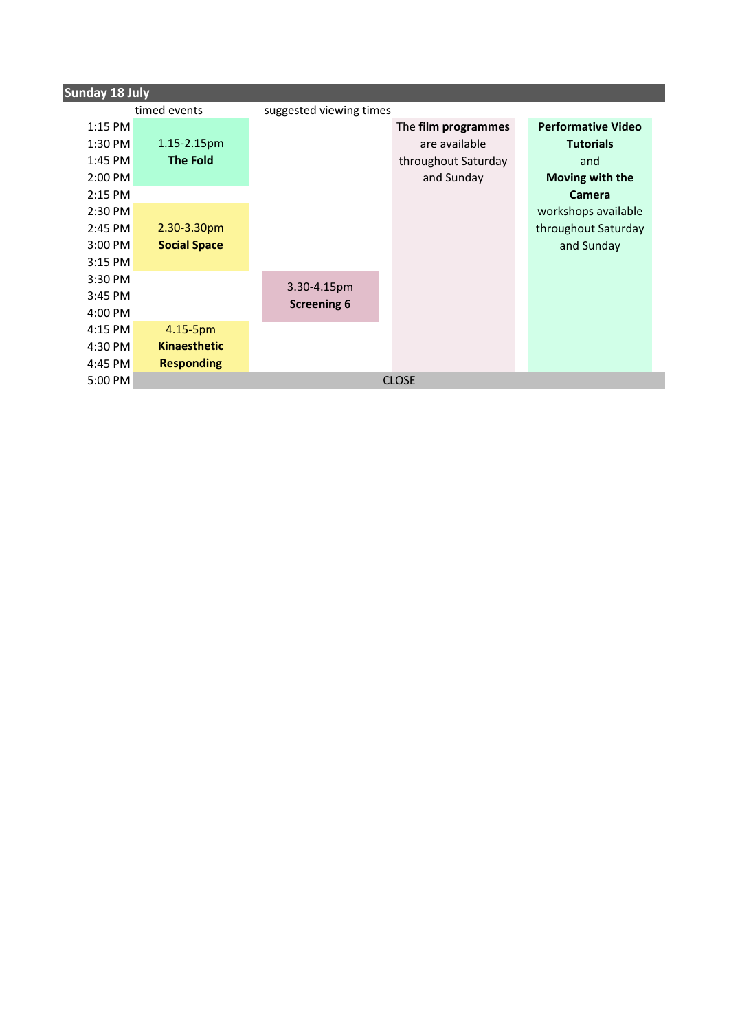## Sunday 18 July

| | timed events | suggested viewing times | | |
|---|---|---|---|---|
| 1:15 PM | 1.15-2.15pm **The Fold** | | The **film programmes** are available throughout Saturday and Sunday | **Performative Video Tutorials** and **Moving with the Camera** workshops available throughout Saturday and Sunday |
| 1:30 PM | | | | |
| 1:45 PM | | | | |
| 2:00 PM | | | | |
| 2:15 PM | | | | |
| 2:30 PM | 2.30-3.30pm **Social Space** | | | |
| 2:45 PM | | | | |
| 3:00 PM | | | | |
| 3:15 PM | | | | |
| 3:30 PM | | 3.30-4.15pm **Screening 6** | | |
| 3:45 PM | | | | |
| 4:00 PM | | | | |
| 4:15 PM | 4.15-5pm **Kinaesthetic Responding** | | | |
| 4:30 PM | | | | |
| 4:45 PM | | | | |
| 5:00 PM | CLOSE | | | |